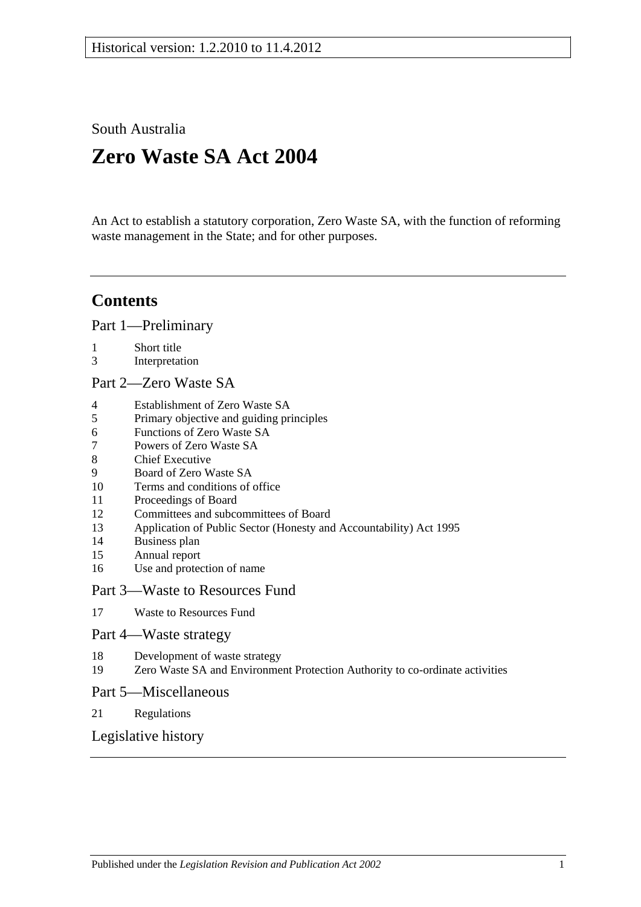Historical version: 1.2.2010 to 11.4.2012

South Australia

# Zero Waste SA Act 2004

An Act to establish a statutory corporation, Zero Waste SA, with the function of reforming waste management in the State; and for other purposes.

## Contents

Part 1—Preliminary

1 Short title
3 Interpretation

Part 2—Zero Waste SA

4 Establishment of Zero Waste SA
5 Primary objective and guiding principles
6 Functions of Zero Waste SA
7 Powers of Zero Waste SA
8 Chief Executive
9 Board of Zero Waste SA
10 Terms and conditions of office
11 Proceedings of Board
12 Committees and subcommittees of Board
13 Application of Public Sector (Honesty and Accountability) Act 1995
14 Business plan
15 Annual report
16 Use and protection of name

Part 3—Waste to Resources Fund

17 Waste to Resources Fund

Part 4—Waste strategy

18 Development of waste strategy
19 Zero Waste SA and Environment Protection Authority to co-ordinate activities

Part 5—Miscellaneous

21 Regulations

Legislative history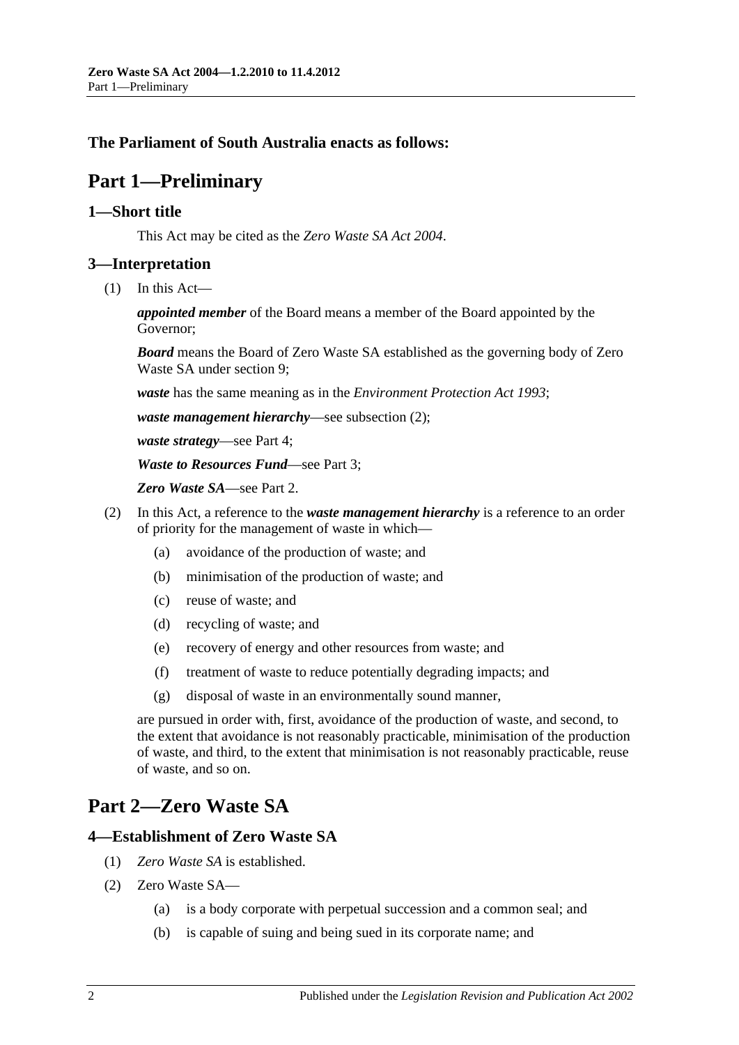**The Parliament of South Australia enacts as follows:**

# Part 1—Preliminary

## 1—Short title

This Act may be cited as the *Zero Waste SA Act 2004*.

## 3—Interpretation

(1) In this Act—

***appointed member*** of the Board means a member of the Board appointed by the Governor;

***Board*** means the Board of Zero Waste SA established as the governing body of Zero Waste SA under section 9;

***waste*** has the same meaning as in the *Environment Protection Act 1993*;

***waste management hierarchy***—see subsection (2);

***waste strategy***—see Part 4;

***Waste to Resources Fund***—see Part 3;

***Zero Waste SA***—see Part 2.

(2) In this Act, a reference to the ***waste management hierarchy*** is a reference to an order of priority for the management of waste in which—

(a) avoidance of the production of waste; and

(b) minimisation of the production of waste; and

(c) reuse of waste; and

(d) recycling of waste; and

(e) recovery of energy and other resources from waste; and

(f) treatment of waste to reduce potentially degrading impacts; and

(g) disposal of waste in an environmentally sound manner,

are pursued in order with, first, avoidance of the production of waste, and second, to the extent that avoidance is not reasonably practicable, minimisation of the production of waste, and third, to the extent that minimisation is not reasonably practicable, reuse of waste, and so on.

# Part 2—Zero Waste SA

## 4—Establishment of Zero Waste SA

(1) *Zero Waste SA* is established.

(2) Zero Waste SA—

(a) is a body corporate with perpetual succession and a common seal; and

(b) is capable of suing and being sued in its corporate name; and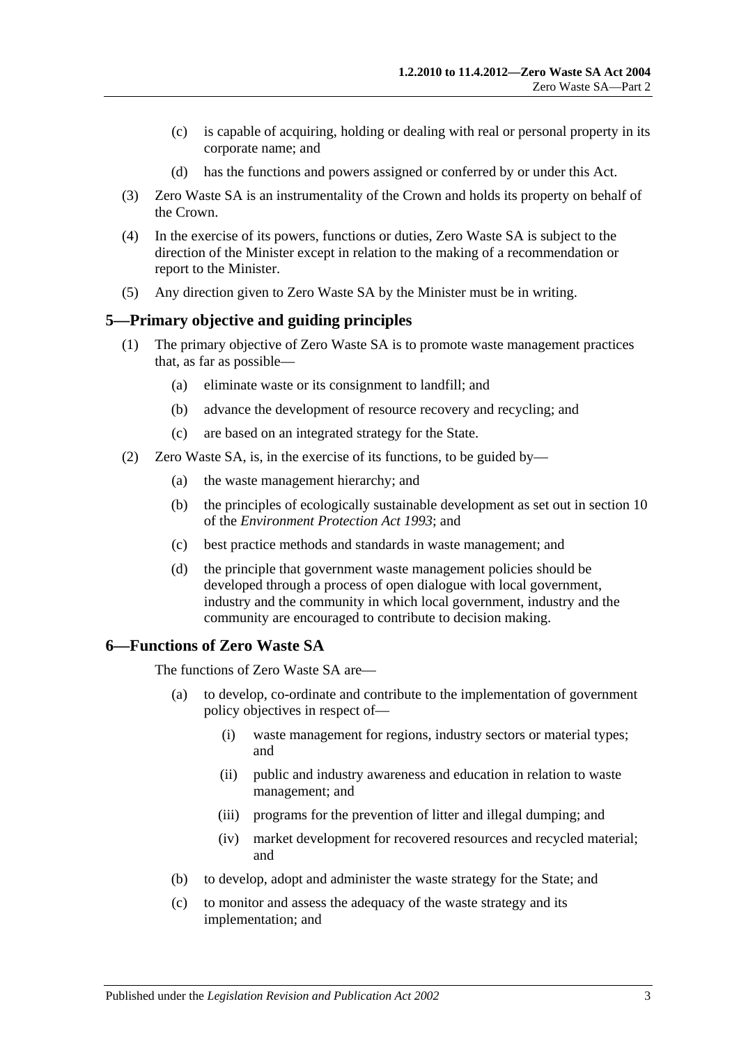(c) is capable of acquiring, holding or dealing with real or personal property in its corporate name; and

(d) has the functions and powers assigned or conferred by or under this Act.

(3) Zero Waste SA is an instrumentality of the Crown and holds its property on behalf of the Crown.

(4) In the exercise of its powers, functions or duties, Zero Waste SA is subject to the direction of the Minister except in relation to the making of a recommendation or report to the Minister.

(5) Any direction given to Zero Waste SA by the Minister must be in writing.

## 5—Primary objective and guiding principles

(1) The primary objective of Zero Waste SA is to promote waste management practices that, as far as possible—

(a) eliminate waste or its consignment to landfill; and

(b) advance the development of resource recovery and recycling; and

(c) are based on an integrated strategy for the State.

(2) Zero Waste SA, is, in the exercise of its functions, to be guided by—

(a) the waste management hierarchy; and

(b) the principles of ecologically sustainable development as set out in section 10 of the *Environment Protection Act 1993*; and

(c) best practice methods and standards in waste management; and

(d) the principle that government waste management policies should be developed through a process of open dialogue with local government, industry and the community in which local government, industry and the community are encouraged to contribute to decision making.

## 6—Functions of Zero Waste SA

The functions of Zero Waste SA are—

(a) to develop, co-ordinate and contribute to the implementation of government policy objectives in respect of—

(i) waste management for regions, industry sectors or material types; and

(ii) public and industry awareness and education in relation to waste management; and

(iii) programs for the prevention of litter and illegal dumping; and

(iv) market development for recovered resources and recycled material; and

(b) to develop, adopt and administer the waste strategy for the State; and

(c) to monitor and assess the adequacy of the waste strategy and its implementation; and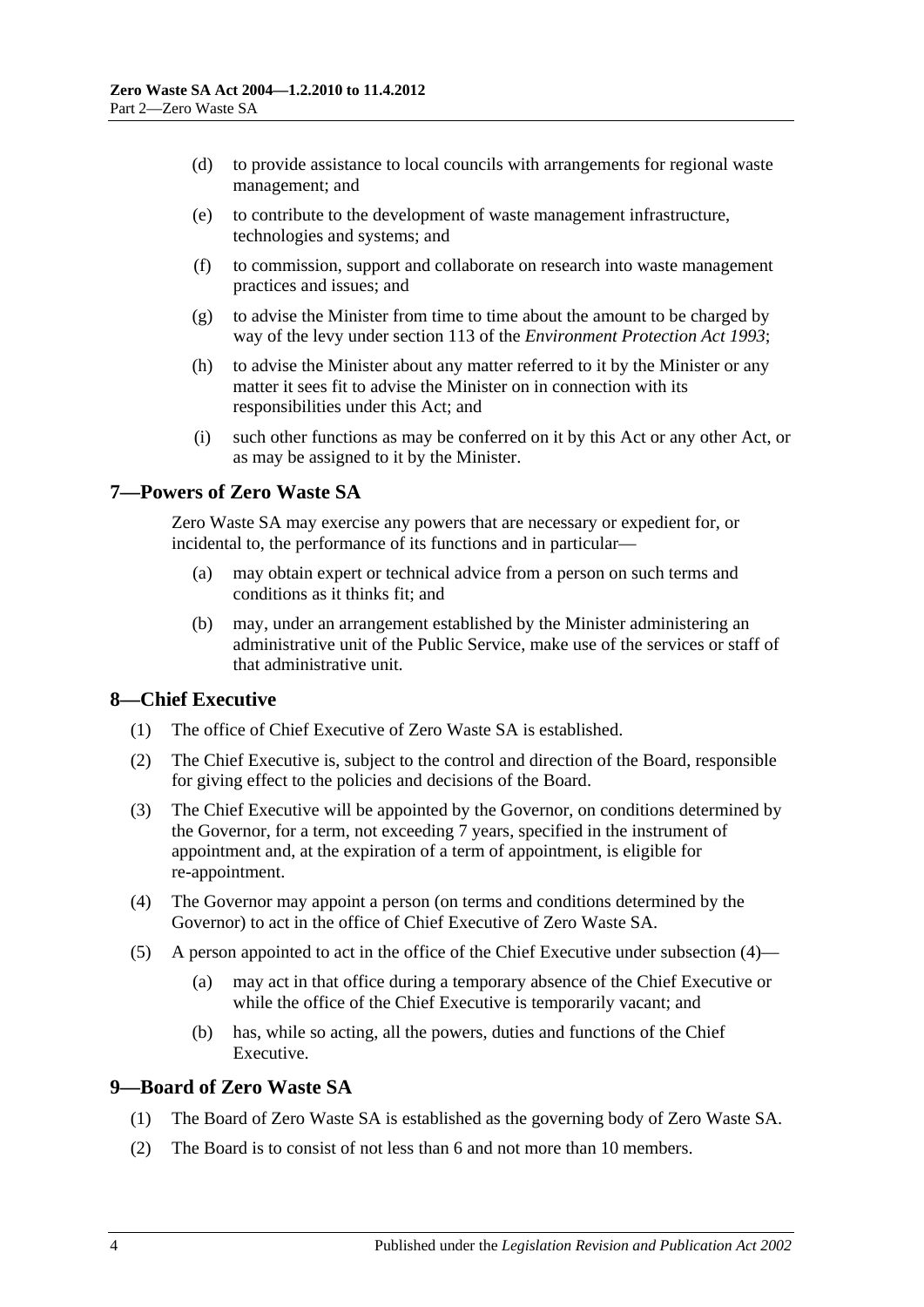(d) to provide assistance to local councils with arrangements for regional waste management; and

(e) to contribute to the development of waste management infrastructure, technologies and systems; and

(f) to commission, support and collaborate on research into waste management practices and issues; and

(g) to advise the Minister from time to time about the amount to be charged by way of the levy under section 113 of the *Environment Protection Act 1993*;

(h) to advise the Minister about any matter referred to it by the Minister or any matter it sees fit to advise the Minister on in connection with its responsibilities under this Act; and

(i) such other functions as may be conferred on it by this Act or any other Act, or as may be assigned to it by the Minister.

## 7—Powers of Zero Waste SA

Zero Waste SA may exercise any powers that are necessary or expedient for, or incidental to, the performance of its functions and in particular—

(a) may obtain expert or technical advice from a person on such terms and conditions as it thinks fit; and

(b) may, under an arrangement established by the Minister administering an administrative unit of the Public Service, make use of the services or staff of that administrative unit.

## 8—Chief Executive

(1) The office of Chief Executive of Zero Waste SA is established.

(2) The Chief Executive is, subject to the control and direction of the Board, responsible for giving effect to the policies and decisions of the Board.

(3) The Chief Executive will be appointed by the Governor, on conditions determined by the Governor, for a term, not exceeding 7 years, specified in the instrument of appointment and, at the expiration of a term of appointment, is eligible for re-appointment.

(4) The Governor may appoint a person (on terms and conditions determined by the Governor) to act in the office of Chief Executive of Zero Waste SA.

(5) A person appointed to act in the office of the Chief Executive under subsection (4)—

(a) may act in that office during a temporary absence of the Chief Executive or while the office of the Chief Executive is temporarily vacant; and

(b) has, while so acting, all the powers, duties and functions of the Chief Executive.

## 9—Board of Zero Waste SA

(1) The Board of Zero Waste SA is established as the governing body of Zero Waste SA.

(2) The Board is to consist of not less than 6 and not more than 10 members.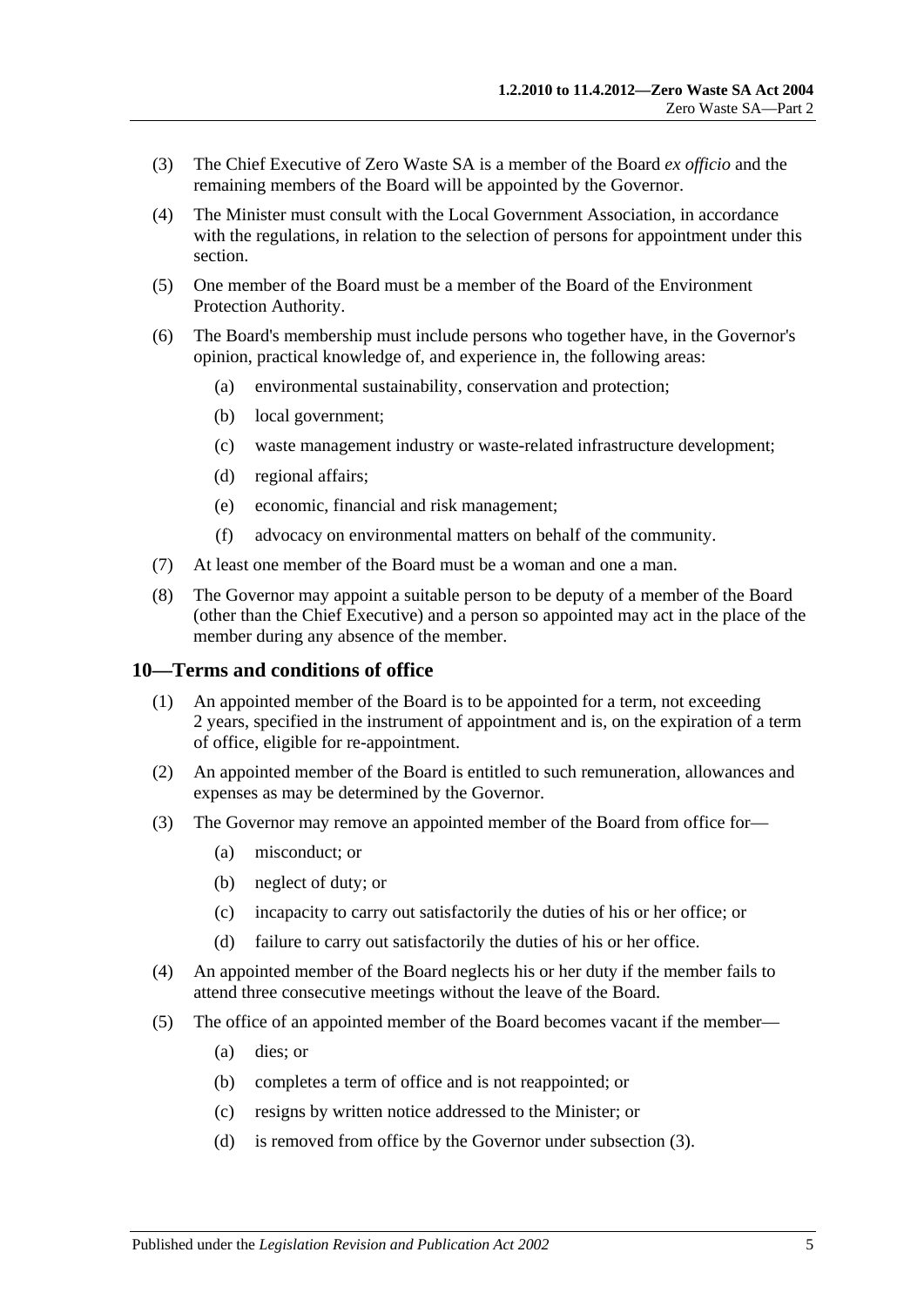(3) The Chief Executive of Zero Waste SA is a member of the Board *ex officio* and the remaining members of the Board will be appointed by the Governor.

(4) The Minister must consult with the Local Government Association, in accordance with the regulations, in relation to the selection of persons for appointment under this section.

(5) One member of the Board must be a member of the Board of the Environment Protection Authority.

(6) The Board's membership must include persons who together have, in the Governor's opinion, practical knowledge of, and experience in, the following areas:

- (a) environmental sustainability, conservation and protection;
- (b) local government;
- (c) waste management industry or waste-related infrastructure development;
- (d) regional affairs;
- (e) economic, financial and risk management;
- (f) advocacy on environmental matters on behalf of the community.

(7) At least one member of the Board must be a woman and one a man.

(8) The Governor may appoint a suitable person to be deputy of a member of the Board (other than the Chief Executive) and a person so appointed may act in the place of the member during any absence of the member.

## 10—Terms and conditions of office

(1) An appointed member of the Board is to be appointed for a term, not exceeding 2 years, specified in the instrument of appointment and is, on the expiration of a term of office, eligible for re-appointment.

(2) An appointed member of the Board is entitled to such remuneration, allowances and expenses as may be determined by the Governor.

(3) The Governor may remove an appointed member of the Board from office for—

- (a) misconduct; or
- (b) neglect of duty; or
- (c) incapacity to carry out satisfactorily the duties of his or her office; or
- (d) failure to carry out satisfactorily the duties of his or her office.

(4) An appointed member of the Board neglects his or her duty if the member fails to attend three consecutive meetings without the leave of the Board.

(5) The office of an appointed member of the Board becomes vacant if the member—

- (a) dies; or
- (b) completes a term of office and is not reappointed; or
- (c) resigns by written notice addressed to the Minister; or
- (d) is removed from office by the Governor under subsection (3).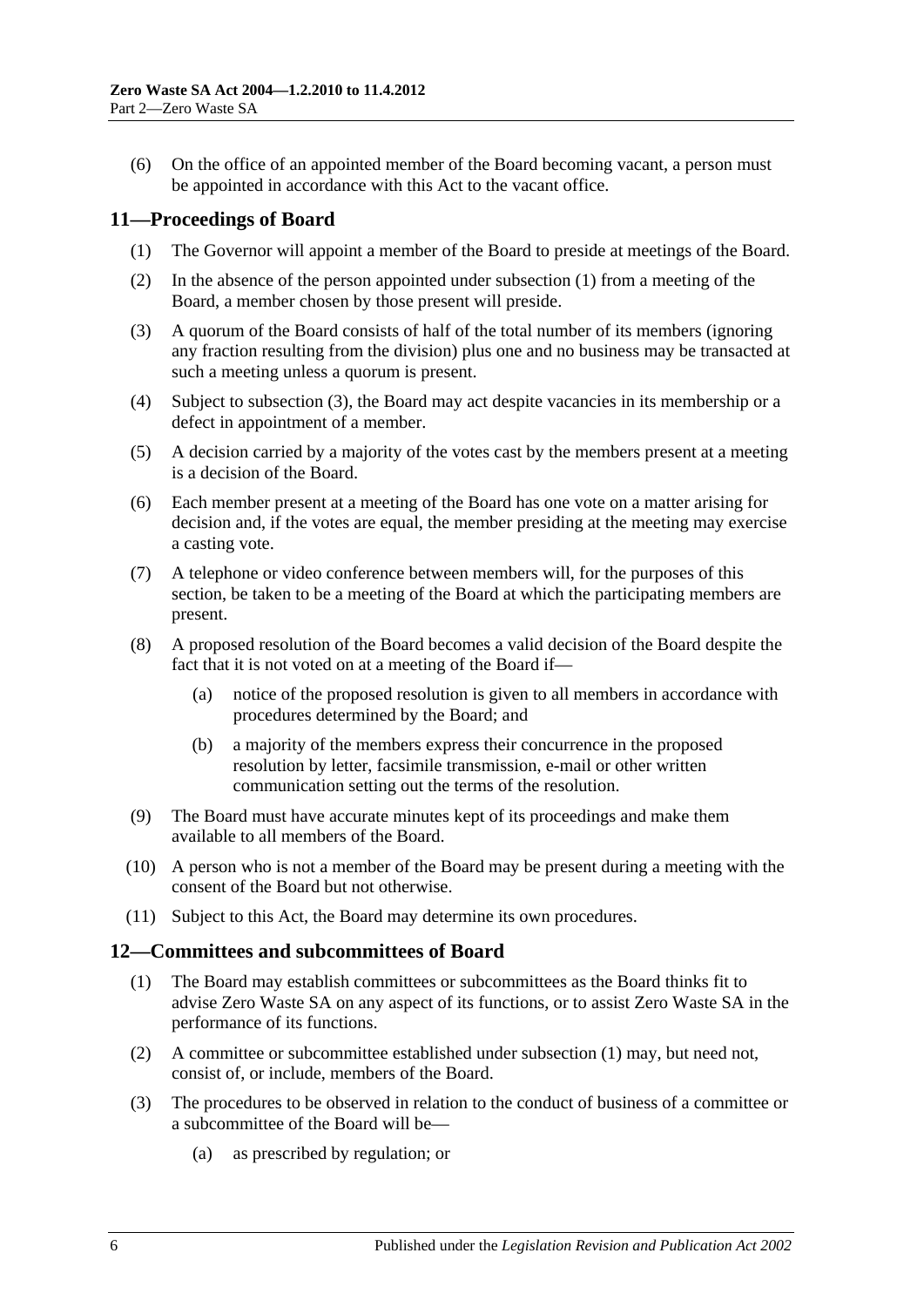(6) On the office of an appointed member of the Board becoming vacant, a person must be appointed in accordance with this Act to the vacant office.

## 11—Proceedings of Board

(1) The Governor will appoint a member of the Board to preside at meetings of the Board.

(2) In the absence of the person appointed under subsection (1) from a meeting of the Board, a member chosen by those present will preside.

(3) A quorum of the Board consists of half of the total number of its members (ignoring any fraction resulting from the division) plus one and no business may be transacted at such a meeting unless a quorum is present.

(4) Subject to subsection (3), the Board may act despite vacancies in its membership or a defect in appointment of a member.

(5) A decision carried by a majority of the votes cast by the members present at a meeting is a decision of the Board.

(6) Each member present at a meeting of the Board has one vote on a matter arising for decision and, if the votes are equal, the member presiding at the meeting may exercise a casting vote.

(7) A telephone or video conference between members will, for the purposes of this section, be taken to be a meeting of the Board at which the participating members are present.

(8) A proposed resolution of the Board becomes a valid decision of the Board despite the fact that it is not voted on at a meeting of the Board if—

   (a) notice of the proposed resolution is given to all members in accordance with procedures determined by the Board; and

   (b) a majority of the members express their concurrence in the proposed resolution by letter, facsimile transmission, e-mail or other written communication setting out the terms of the resolution.

(9) The Board must have accurate minutes kept of its proceedings and make them available to all members of the Board.

(10) A person who is not a member of the Board may be present during a meeting with the consent of the Board but not otherwise.

(11) Subject to this Act, the Board may determine its own procedures.

## 12—Committees and subcommittees of Board

(1) The Board may establish committees or subcommittees as the Board thinks fit to advise Zero Waste SA on any aspect of its functions, or to assist Zero Waste SA in the performance of its functions.

(2) A committee or subcommittee established under subsection (1) may, but need not, consist of, or include, members of the Board.

(3) The procedures to be observed in relation to the conduct of business of a committee or a subcommittee of the Board will be—

   (a) as prescribed by regulation; or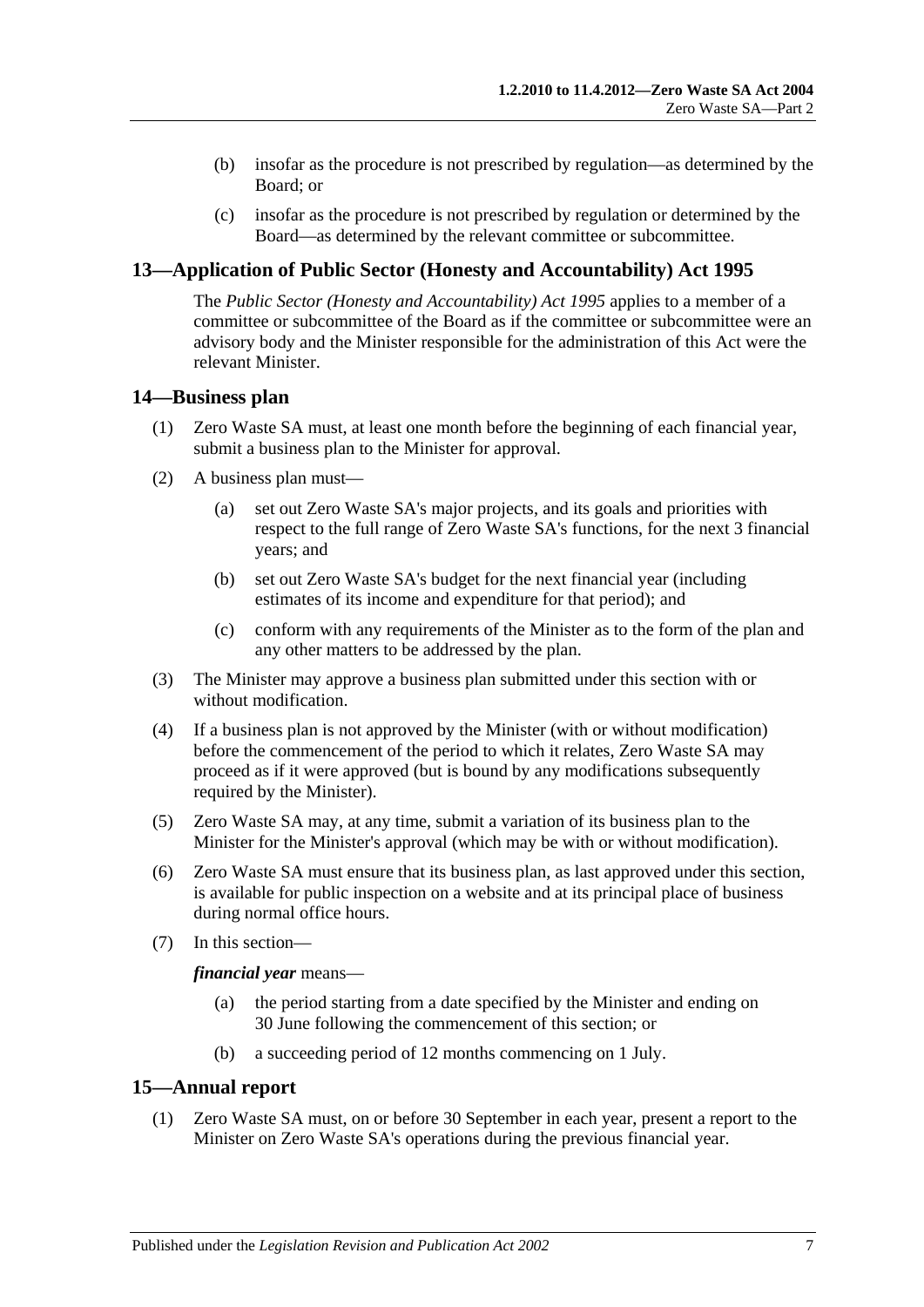(b) insofar as the procedure is not prescribed by regulation—as determined by the Board; or

(c) insofar as the procedure is not prescribed by regulation or determined by the Board—as determined by the relevant committee or subcommittee.

## 13—Application of Public Sector (Honesty and Accountability) Act 1995

The *Public Sector (Honesty and Accountability) Act 1995* applies to a member of a committee or subcommittee of the Board as if the committee or subcommittee were an advisory body and the Minister responsible for the administration of this Act were the relevant Minister.

## 14—Business plan

(1) Zero Waste SA must, at least one month before the beginning of each financial year, submit a business plan to the Minister for approval.

(2) A business plan must—

(a) set out Zero Waste SA's major projects, and its goals and priorities with respect to the full range of Zero Waste SA's functions, for the next 3 financial years; and

(b) set out Zero Waste SA's budget for the next financial year (including estimates of its income and expenditure for that period); and

(c) conform with any requirements of the Minister as to the form of the plan and any other matters to be addressed by the plan.

(3) The Minister may approve a business plan submitted under this section with or without modification.

(4) If a business plan is not approved by the Minister (with or without modification) before the commencement of the period to which it relates, Zero Waste SA may proceed as if it were approved (but is bound by any modifications subsequently required by the Minister).

(5) Zero Waste SA may, at any time, submit a variation of its business plan to the Minister for the Minister's approval (which may be with or without modification).

(6) Zero Waste SA must ensure that its business plan, as last approved under this section, is available for public inspection on a website and at its principal place of business during normal office hours.

(7) In this section—

***financial year*** means—

(a) the period starting from a date specified by the Minister and ending on 30 June following the commencement of this section; or

(b) a succeeding period of 12 months commencing on 1 July.

## 15—Annual report

(1) Zero Waste SA must, on or before 30 September in each year, present a report to the Minister on Zero Waste SA's operations during the previous financial year.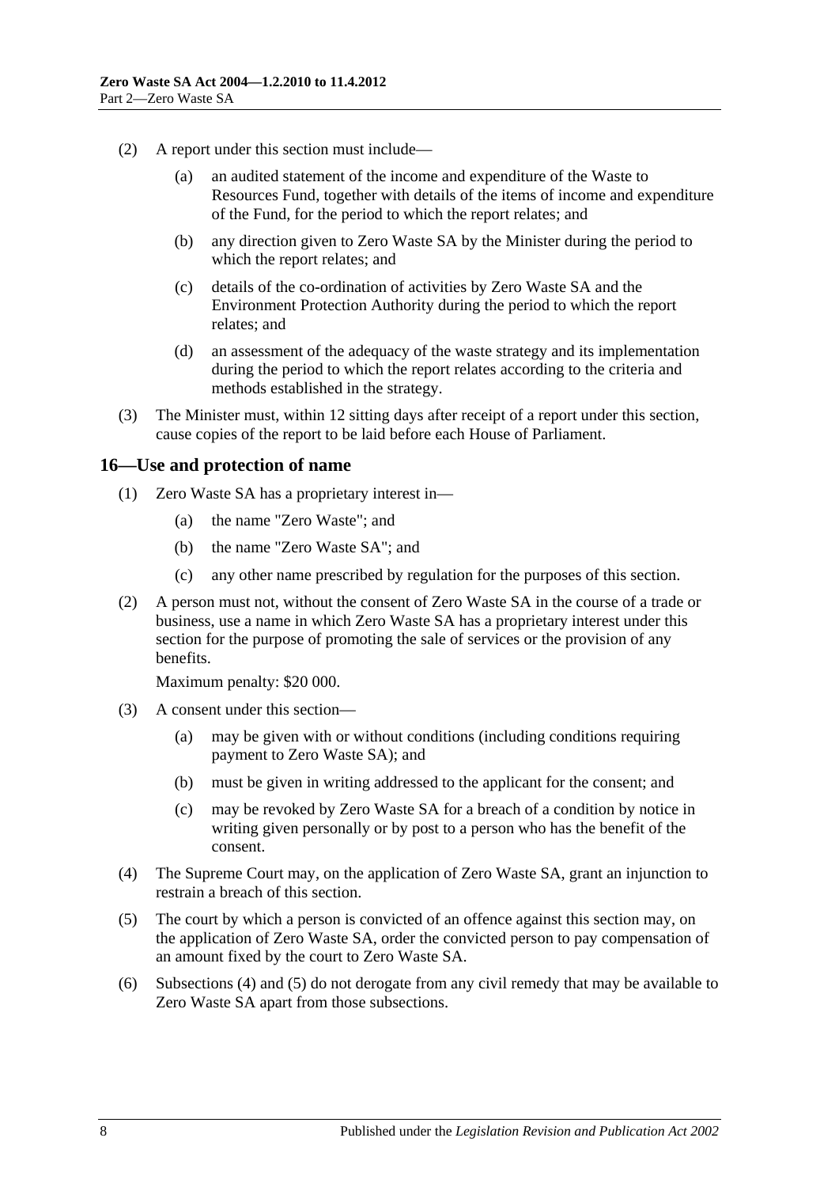(2) A report under this section must include—

(a) an audited statement of the income and expenditure of the Waste to Resources Fund, together with details of the items of income and expenditure of the Fund, for the period to which the report relates; and

(b) any direction given to Zero Waste SA by the Minister during the period to which the report relates; and

(c) details of the co-ordination of activities by Zero Waste SA and the Environment Protection Authority during the period to which the report relates; and

(d) an assessment of the adequacy of the waste strategy and its implementation during the period to which the report relates according to the criteria and methods established in the strategy.

(3) The Minister must, within 12 sitting days after receipt of a report under this section, cause copies of the report to be laid before each House of Parliament.

### 16—Use and protection of name

(1) Zero Waste SA has a proprietary interest in—

(a) the name "Zero Waste"; and

(b) the name "Zero Waste SA"; and

(c) any other name prescribed by regulation for the purposes of this section.

(2) A person must not, without the consent of Zero Waste SA in the course of a trade or business, use a name in which Zero Waste SA has a proprietary interest under this section for the purpose of promoting the sale of services or the provision of any benefits.

Maximum penalty: $20 000.

(3) A consent under this section—

(a) may be given with or without conditions (including conditions requiring payment to Zero Waste SA); and

(b) must be given in writing addressed to the applicant for the consent; and

(c) may be revoked by Zero Waste SA for a breach of a condition by notice in writing given personally or by post to a person who has the benefit of the consent.

(4) The Supreme Court may, on the application of Zero Waste SA, grant an injunction to restrain a breach of this section.

(5) The court by which a person is convicted of an offence against this section may, on the application of Zero Waste SA, order the convicted person to pay compensation of an amount fixed by the court to Zero Waste SA.

(6) Subsections (4) and (5) do not derogate from any civil remedy that may be available to Zero Waste SA apart from those subsections.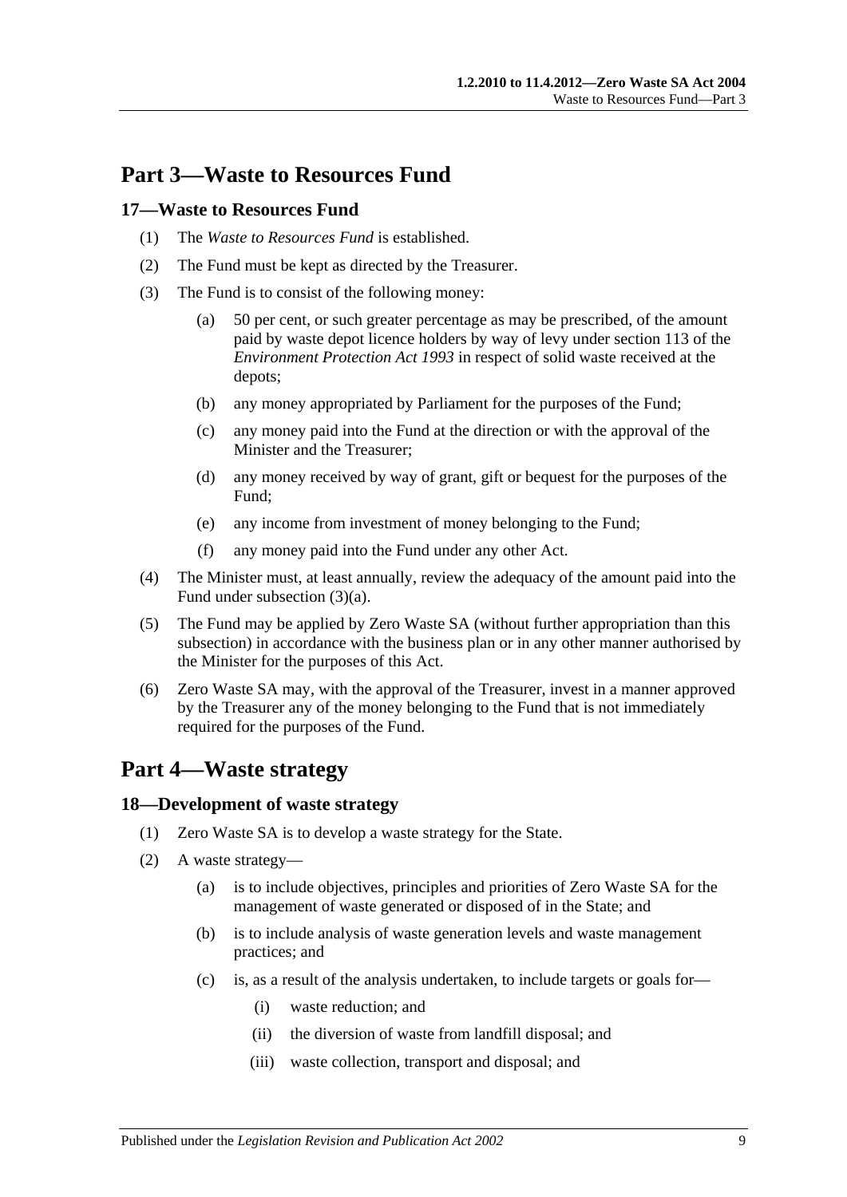## Part 3—Waste to Resources Fund

### 17—Waste to Resources Fund

(1) The *Waste to Resources Fund* is established.

(2) The Fund must be kept as directed by the Treasurer.

(3) The Fund is to consist of the following money:

- (a) 50 per cent, or such greater percentage as may be prescribed, of the amount paid by waste depot licence holders by way of levy under section 113 of the *Environment Protection Act 1993* in respect of solid waste received at the depots;
- (b) any money appropriated by Parliament for the purposes of the Fund;
- (c) any money paid into the Fund at the direction or with the approval of the Minister and the Treasurer;
- (d) any money received by way of grant, gift or bequest for the purposes of the Fund;
- (e) any income from investment of money belonging to the Fund;
- (f) any money paid into the Fund under any other Act.

(4) The Minister must, at least annually, review the adequacy of the amount paid into the Fund under subsection (3)(a).

(5) The Fund may be applied by Zero Waste SA (without further appropriation than this subsection) in accordance with the business plan or in any other manner authorised by the Minister for the purposes of this Act.

(6) Zero Waste SA may, with the approval of the Treasurer, invest in a manner approved by the Treasurer any of the money belonging to the Fund that is not immediately required for the purposes of the Fund.

## Part 4—Waste strategy

### 18—Development of waste strategy

(1) Zero Waste SA is to develop a waste strategy for the State.

(2) A waste strategy—

- (a) is to include objectives, principles and priorities of Zero Waste SA for the management of waste generated or disposed of in the State; and
- (b) is to include analysis of waste generation levels and waste management practices; and
- (c) is, as a result of the analysis undertaken, to include targets or goals for—
  - (i) waste reduction; and
  - (ii) the diversion of waste from landfill disposal; and
  - (iii) waste collection, transport and disposal; and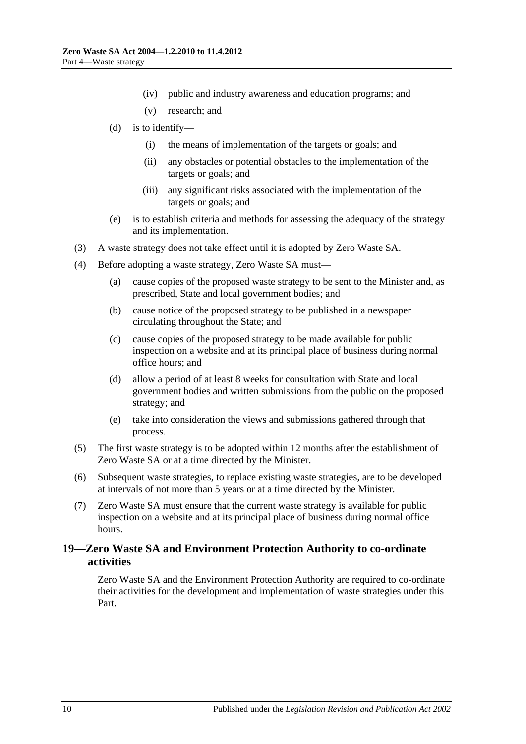(iv) public and industry awareness and education programs; and

(v) research; and

(d) is to identify—

(i) the means of implementation of the targets or goals; and

(ii) any obstacles or potential obstacles to the implementation of the targets or goals; and

(iii) any significant risks associated with the implementation of the targets or goals; and

(e) is to establish criteria and methods for assessing the adequacy of the strategy and its implementation.

(3) A waste strategy does not take effect until it is adopted by Zero Waste SA.

(4) Before adopting a waste strategy, Zero Waste SA must—

(a) cause copies of the proposed waste strategy to be sent to the Minister and, as prescribed, State and local government bodies; and

(b) cause notice of the proposed strategy to be published in a newspaper circulating throughout the State; and

(c) cause copies of the proposed strategy to be made available for public inspection on a website and at its principal place of business during normal office hours; and

(d) allow a period of at least 8 weeks for consultation with State and local government bodies and written submissions from the public on the proposed strategy; and

(e) take into consideration the views and submissions gathered through that process.

(5) The first waste strategy is to be adopted within 12 months after the establishment of Zero Waste SA or at a time directed by the Minister.

(6) Subsequent waste strategies, to replace existing waste strategies, are to be developed at intervals of not more than 5 years or at a time directed by the Minister.

(7) Zero Waste SA must ensure that the current waste strategy is available for public inspection on a website and at its principal place of business during normal office hours.

## 19—Zero Waste SA and Environment Protection Authority to co-ordinate activities

Zero Waste SA and the Environment Protection Authority are required to co-ordinate their activities for the development and implementation of waste strategies under this Part.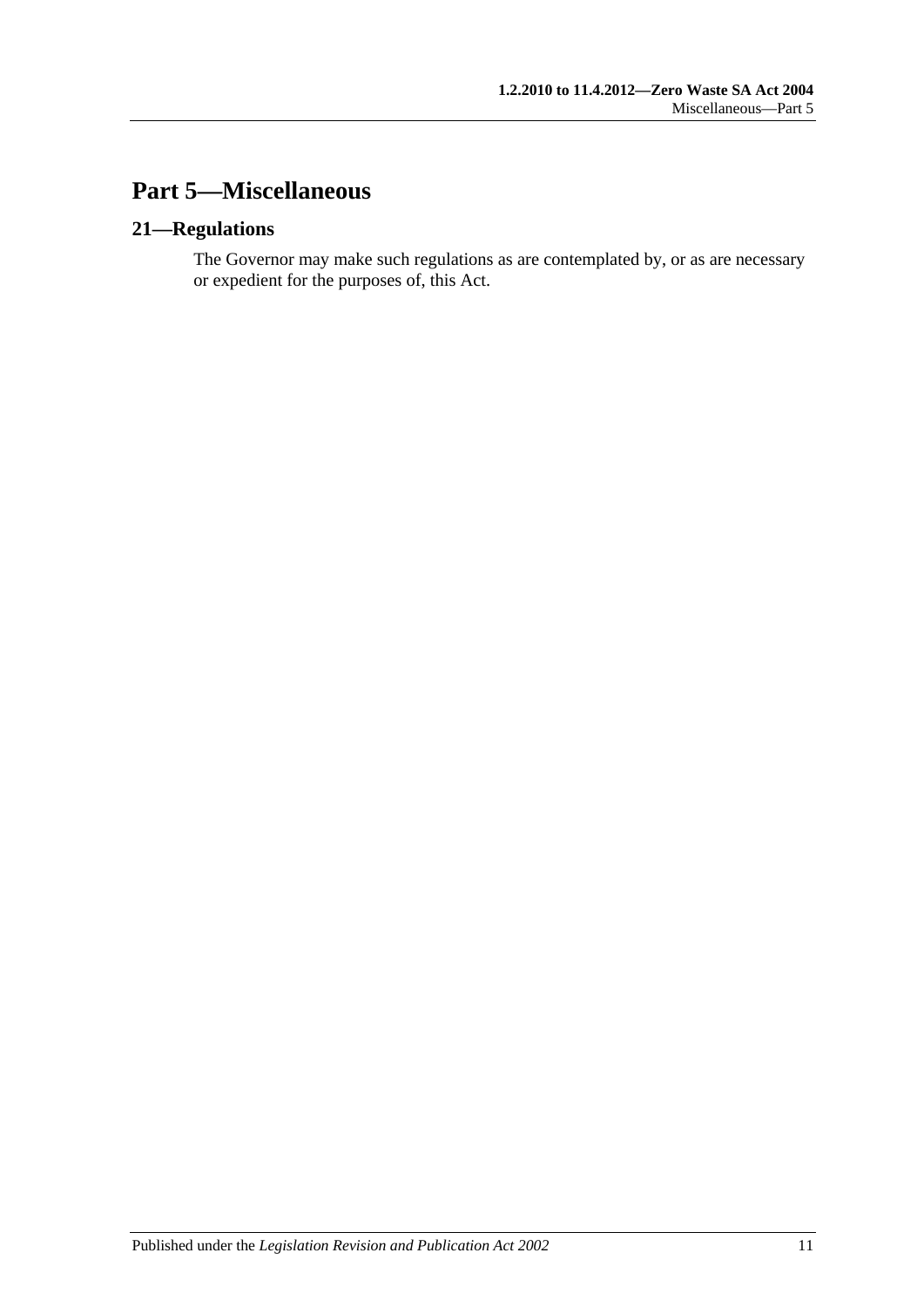## Part 5—Miscellaneous

### 21—Regulations

The Governor may make such regulations as are contemplated by, or as are necessary or expedient for the purposes of, this Act.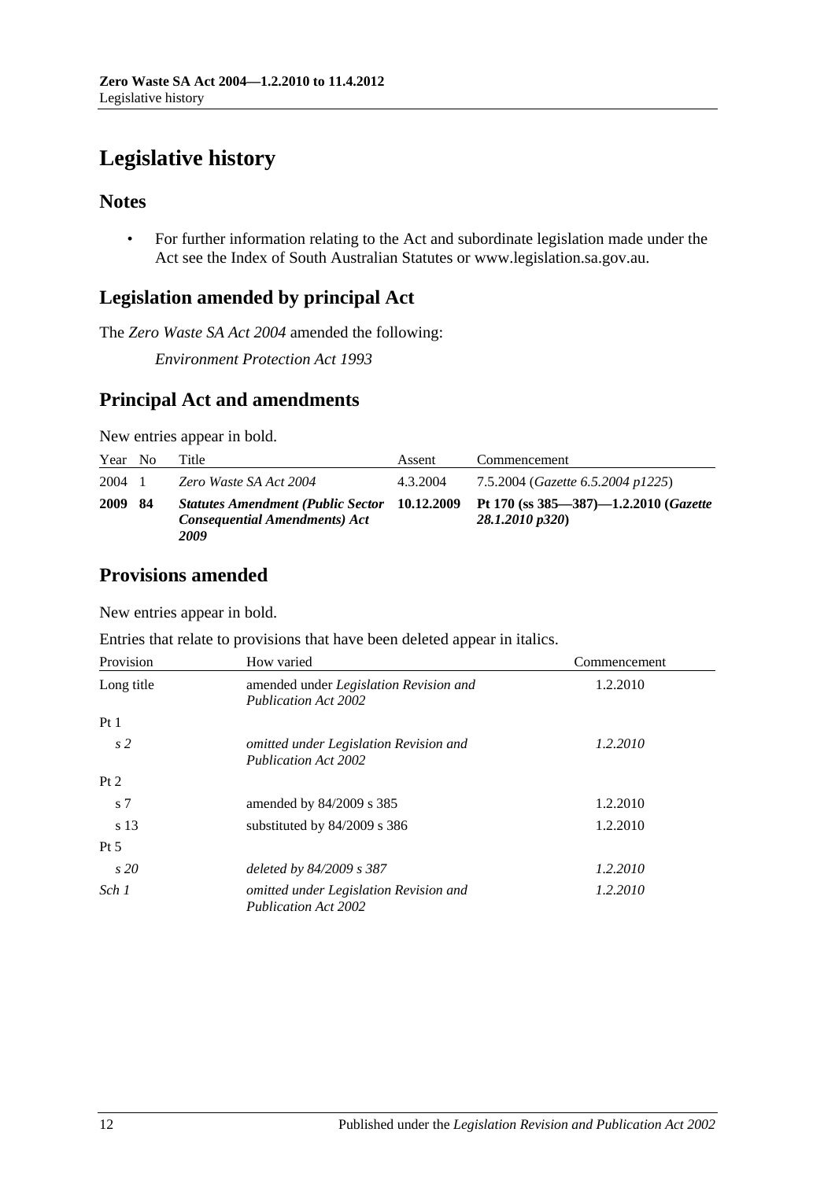# Legislative history

## Notes

- For further information relating to the Act and subordinate legislation made under the Act see the Index of South Australian Statutes or www.legislation.sa.gov.au.

## Legislation amended by principal Act

The *Zero Waste SA Act 2004* amended the following:

*Environment Protection Act 1993*

## Principal Act and amendments

New entries appear in bold.

| Year | No | Title | Assent | Commencement |
|---|---|---|---|---|
| 2004 | 1 | *Zero Waste SA Act 2004* | 4.3.2004 | 7.5.2004 (*Gazette 6.5.2004 p1225*) |
| **2009** | **84** | ***Statutes Amendment (Public Sector Consequential Amendments) Act 2009*** | **10.12.2009** | **Pt 170 (ss 385—387)—1.2.2010 (*Gazette 28.1.2010 p320*)** |

## Provisions amended

New entries appear in bold.

Entries that relate to provisions that have been deleted appear in italics.

| Provision | How varied | Commencement |
|---|---|---|
| Long title | amended under *Legislation Revision and Publication Act 2002* | 1.2.2010 |
| Pt 1 | | |
| *s 2* | *omitted under Legislation Revision and Publication Act 2002* | *1.2.2010* |
| Pt 2 | | |
| s 7 | amended by 84/2009 s 385 | 1.2.2010 |
| s 13 | substituted by 84/2009 s 386 | 1.2.2010 |
| Pt 5 | | |
| *s 20* | *deleted by 84/2009 s 387* | *1.2.2010* |
| *Sch 1* | *omitted under Legislation Revision and Publication Act 2002* | *1.2.2010* |